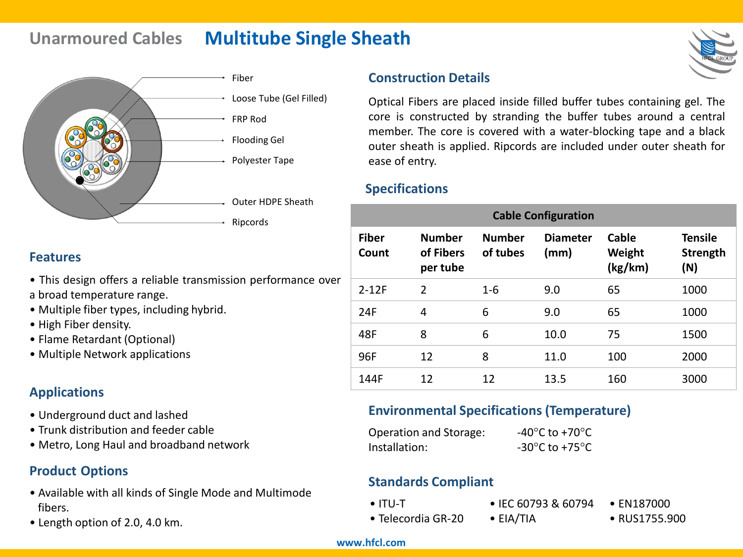# Unarmoured Cables — Multitube Single Sheath

- Fiber
- Loose Tube (Gel Filled)
- FRP Rod
- Flooding Gel
- Polyester Tape
- Outer HDPE Sheath
- Ripcords

## Features

- This design offers a reliable transmission performance over a broad temperature range.
- Multiple fiber types, including hybrid.
- High Fiber density.
- Flame Retardant (Optional)
- Multiple Network applications

## Applications

- Underground duct and lashed
- Trunk distribution and feeder cable
- Metro, Long Haul and broadband network

## Product Options

- Available with all kinds of Single Mode and Multimode fibers.
- Length option of 2.0, 4.0 km.

## Construction Details

Optical Fibers are placed inside filled buffer tubes containing gel. The core is constructed by stranding the buffer tubes around a central member. The core is covered with a water-blocking tape and a black outer sheath is applied. Ripcords are included under outer sheath for ease of entry.

## Specifications

| Cable Configuration | | | | | |
|---|---|---|---|---|---|
| **Fiber Count** | **Number of Fibers per tube** | **Number of tubes** | **Diameter (mm)** | **Cable Weight (kg/km)** | **Tensile Strength (N)** |
| 2-12F | 2 | 1-6 | 9.0 | 65 | 1000 |
| 24F | 4 | 6 | 9.0 | 65 | 1000 |
| 48F | 8 | 6 | 10.0 | 75 | 1500 |
| 96F | 12 | 8 | 11.0 | 100 | 2000 |
| 144F | 12 | 12 | 13.5 | 160 | 3000 |

## Environmental Specifications (Temperature)

Operation and Storage: -40°C to +70°C
Installation: -30°C to +75°C

## Standards Compliant

- ITU-T
- Telecordia GR-20
- IEC 60793 & 60794
- EIA/TIA
- EN187000
- RUS1755.900

www.hfcl.com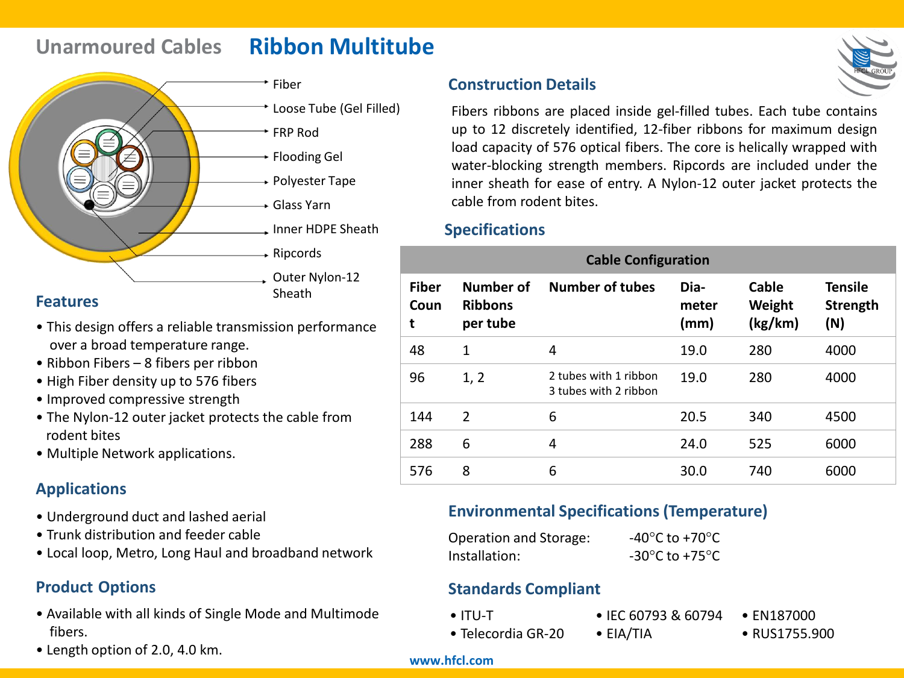# Unarmoured Cables Ribbon Multitube

Fiber

Loose Tube (Gel Filled)

FRP Rod

Flooding Gel

Polyester Tape

Glass Yarn

Inner HDPE Sheath

Ripcords

Outer Nylon-12 Sheath

## Features

- This design offers a reliable transmission performance over a broad temperature range.
- Ribbon Fibers – 8 fibers per ribbon
- High Fiber density up to 576 fibers
- Improved compressive strength
- The Nylon-12 outer jacket protects the cable from rodent bites
- Multiple Network applications.

## Applications

- Underground duct and lashed aerial
- Trunk distribution and feeder cable
- Local loop, Metro, Long Haul and broadband network

## Product Options

- Available with all kinds of Single Mode and Multimode fibers.
- Length option of 2.0, 4.0 km.

## Construction Details

Fibers ribbons are placed inside gel-filled tubes. Each tube contains up to 12 discretely identified, 12-fiber ribbons for maximum design load capacity of 576 optical fibers. The core is helically wrapped with water-blocking strength members. Ripcords are included under the inner sheath for ease of entry. A Nylon-12 outer jacket protects the cable from rodent bites.

## Specifications

| Cable Configuration | | | | | |
|---|---|---|---|---|---|
| **Fiber Count** | **Number of Ribbons per tube** | **Number of tubes** | **Dia-meter (mm)** | **Cable Weight (kg/km)** | **Tensile Strength (N)** |
| 48 | 1 | 4 | 19.0 | 280 | 4000 |
| 96 | 1, 2 | 2 tubes with 1 ribbon<br>3 tubes with 2 ribbon | 19.0 | 280 | 4000 |
| 144 | 2 | 6 | 20.5 | 340 | 4500 |
| 288 | 6 | 4 | 24.0 | 525 | 6000 |
| 576 | 8 | 6 | 30.0 | 740 | 6000 |

## Environmental Specifications (Temperature)

Operation and Storage: -40°C to +70°C

Installation: -30°C to +75°C

## Standards Compliant

- ITU-T
- Telecordia GR-20
- IEC 60793 & 60794
- EIA/TIA
- EN187000
- RUS1755.900

www.hfcl.com